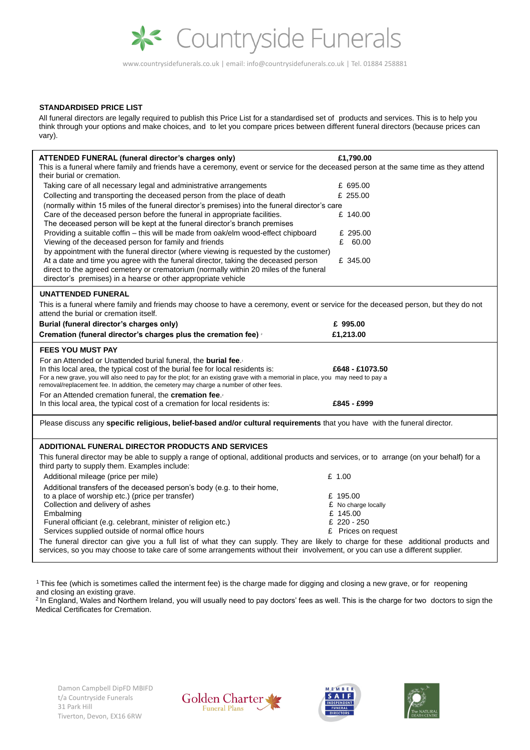# Countryside Funerals

www.countrysidefunerals.co.uk | email: info@countrysidefunerals.co.uk | Tel. 01884 258881

**STANDARDISED PRICE LIST**

All funeral directors are legally required to publish this Price List for a standardised set of products and services. This is to help you think through your options and make choices, and to let you compare prices between different funeral directors (because prices can vary).

**ATTENDED FUNERAL (funeral director's charges only)** **£1,790.00**

This is a funeral where family and friends have a ceremony, event or service for the deceased person at the same time as they attend their burial or cremation.

| | |
|---|---|
| Taking care of all necessary legal and administrative arrangements | £ 695.00 |
| Collecting and transporting the deceased person from the place of death (normally within 15 miles of the funeral director's premises) into the funeral director's care | £ 255.00 |
| Care of the deceased person before the funeral in appropriate facilities. The deceased person will be kept at the funeral director's branch premises | £ 140.00 |
| Providing a suitable coffin – this will be made from oak/elm wood-effect chipboard | £ 295.00 |
| Viewing of the deceased person for family and friends by appointment with the funeral director (where viewing is requested by the customer) | £ 60.00 |
| At a date and time you agree with the funeral director, taking the deceased person direct to the agreed cemetery or crematorium (normally within 20 miles of the funeral director's premises) in a hearse or other appropriate vehicle | £ 345.00 |

**UNATTENDED FUNERAL**

This is a funeral where family and friends may choose to have a ceremony, event or service for the deceased person, but they do not attend the burial or cremation itself.

| | |
|---|---|
| **Burial (funeral director's charges only)** | **£ 995.00** |
| **Cremation (funeral director's charges plus the cremation fee)** [2] | **£1,213.00** |

**FEES YOU MUST PAY**

For an Attended or Unattended burial funeral, the **burial fee**.[1]
In this local area, the typical cost of the burial fee for local residents is: **£648 - £1073.50**

For a new grave, you will also need to pay for the plot; for an existing grave with a memorial in place, you may need to pay a removal/replacement fee. In addition, the cemetery may charge a number of other fees.

For an Attended cremation funeral, the **cremation fee**.[2]
In this local area, the typical cost of a cremation for local residents is: **£845 - £999**

Please discuss any **specific religious, belief-based and/or cultural requirements** that you have with the funeral director.

**ADDITIONAL FUNERAL DIRECTOR PRODUCTS AND SERVICES**

This funeral director may be able to supply a range of optional, additional products and services, or to arrange (on your behalf) for a third party to supply them. Examples include:

| | |
|---|---|
| Additional mileage (price per mile) | £ 1.00 |
| Additional transfers of the deceased person's body (e.g. to their home, to a place of worship etc.) (price per transfer) | £ 195.00 |
| Collection and delivery of ashes | £ No charge locally |
| Embalming | £ 145.00 |
| Funeral officiant (e.g. celebrant, minister of religion etc.) | £ 220 - 250 |
| Services supplied outside of normal office hours | £ Prices on request |

The funeral director can give you a full list of what they can supply. They are likely to charge for these additional products and services, so you may choose to take care of some arrangements without their involvement, or you can use a different supplier.

[1] This fee (which is sometimes called the interment fee) is the charge made for digging and closing a new grave, or for reopening and closing an existing grave.
[2] In England, Wales and Northern Ireland, you will usually need to pay doctors' fees as well. This is the charge for two doctors to sign the Medical Certificates for Cremation.

Damon Campbell DipFD MBIFD
t/a Countryside Funerals
31 Park Hill
Tiverton, Devon, EX16 6RW

Golden Charter Funeral Plans

MEMBER SAIF INDEPENDENT FUNERAL DIRECTORS

The NATURAL DEATH CENTRE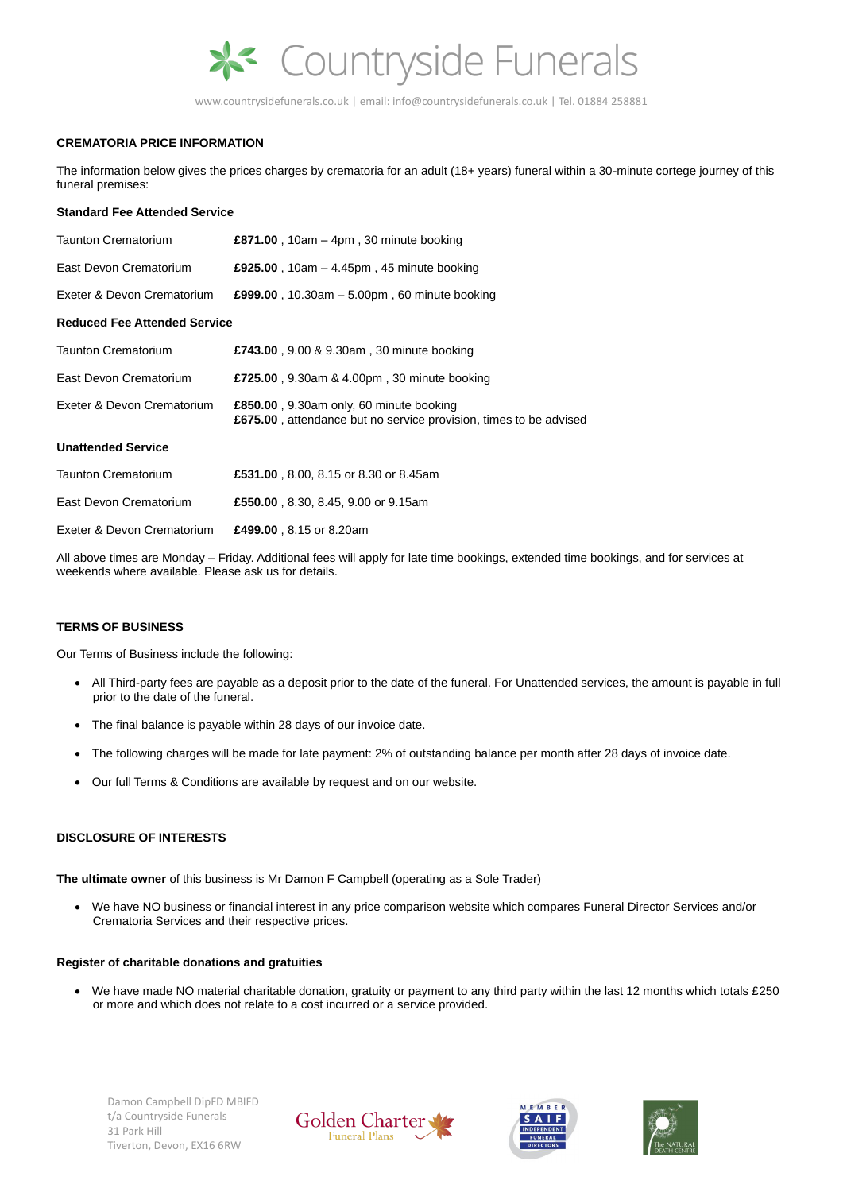# Countryside Funerals

www.countrysidefunerals.co.uk | email: info@countrysidefunerals.co.uk | Tel. 01884 258881

## CREMATORIA PRICE INFORMATION

The information below gives the prices charges by crematoria for an adult (18+ years) funeral within a 30-minute cortege journey of this funeral premises:

### Standard Fee Attended Service

| | |
|---|---|
| Taunton Crematorium | **£871.00** , 10am – 4pm , 30 minute booking |
| East Devon Crematorium | **£925.00** , 10am – 4.45pm , 45 minute booking |
| Exeter & Devon Crematorium | **£999.00** , 10.30am – 5.00pm , 60 minute booking |

### Reduced Fee Attended Service

| | |
|---|---|
| Taunton Crematorium | **£743.00** , 9.00 & 9.30am , 30 minute booking |
| East Devon Crematorium | **£725.00** , 9.30am & 4.00pm , 30 minute booking |
| Exeter & Devon Crematorium | **£850.00** , 9.30am only, 60 minute booking<br>**£675.00** , attendance but no service provision, times to be advised |

### Unattended Service

| | |
|---|---|
| Taunton Crematorium | **£531.00** , 8.00, 8.15 or 8.30 or 8.45am |
| East Devon Crematorium | **£550.00** , 8.30, 8.45, 9.00 or 9.15am |
| Exeter & Devon Crematorium | **£499.00** , 8.15 or 8.20am |

All above times are Monday – Friday. Additional fees will apply for late time bookings, extended time bookings, and for services at weekends where available. Please ask us for details.

## TERMS OF BUSINESS

Our Terms of Business include the following:

- All Third-party fees are payable as a deposit prior to the date of the funeral. For Unattended services, the amount is payable in full prior to the date of the funeral.
- The final balance is payable within 28 days of our invoice date.
- The following charges will be made for late payment: 2% of outstanding balance per month after 28 days of invoice date.
- Our full Terms & Conditions are available by request and on our website.

## DISCLOSURE OF INTERESTS

**The ultimate owner** of this business is Mr Damon F Campbell (operating as a Sole Trader)

- We have NO business or financial interest in any price comparison website which compares Funeral Director Services and/or Crematoria Services and their respective prices.

### Register of charitable donations and gratuities

- We have made NO material charitable donation, gratuity or payment to any third party within the last 12 months which totals £250 or more and which does not relate to a cost incurred or a service provided.

Damon Campbell DipFD MBIFD
t/a Countryside Funerals
31 Park Hill
Tiverton, Devon, EX16 6RW

Golden Charter Funeral Plans

MEMBER SAIF INDEPENDENT FUNERAL DIRECTORS

The NATURAL DEATH CENTRE